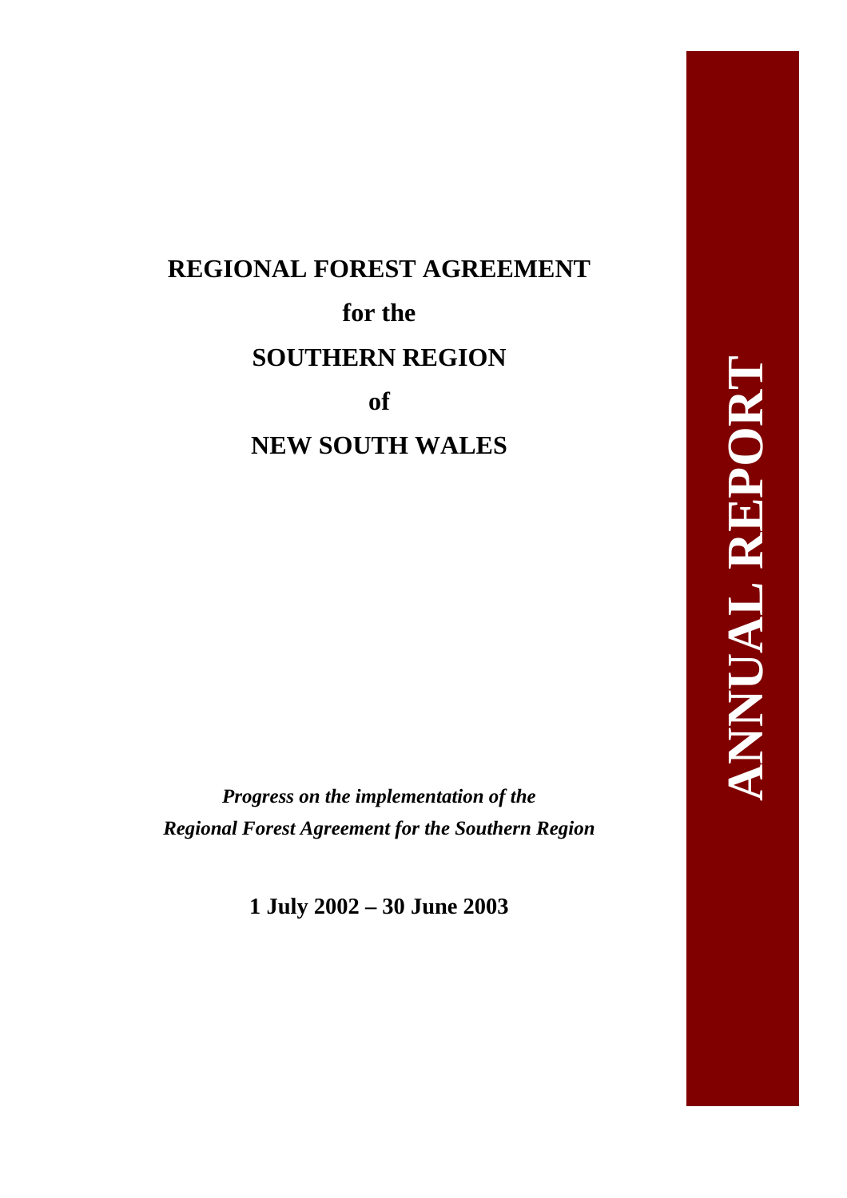# REGIONAL FOREST AGREEMENT

# for the

# SOUTHERN REGION

# of

# NEW SOUTH WALES

**ANNUAL REPORT**

***Progress on the implementation of the Regional Forest Agreement for the Southern Region***

**1 July 2002 – 30 June 2003**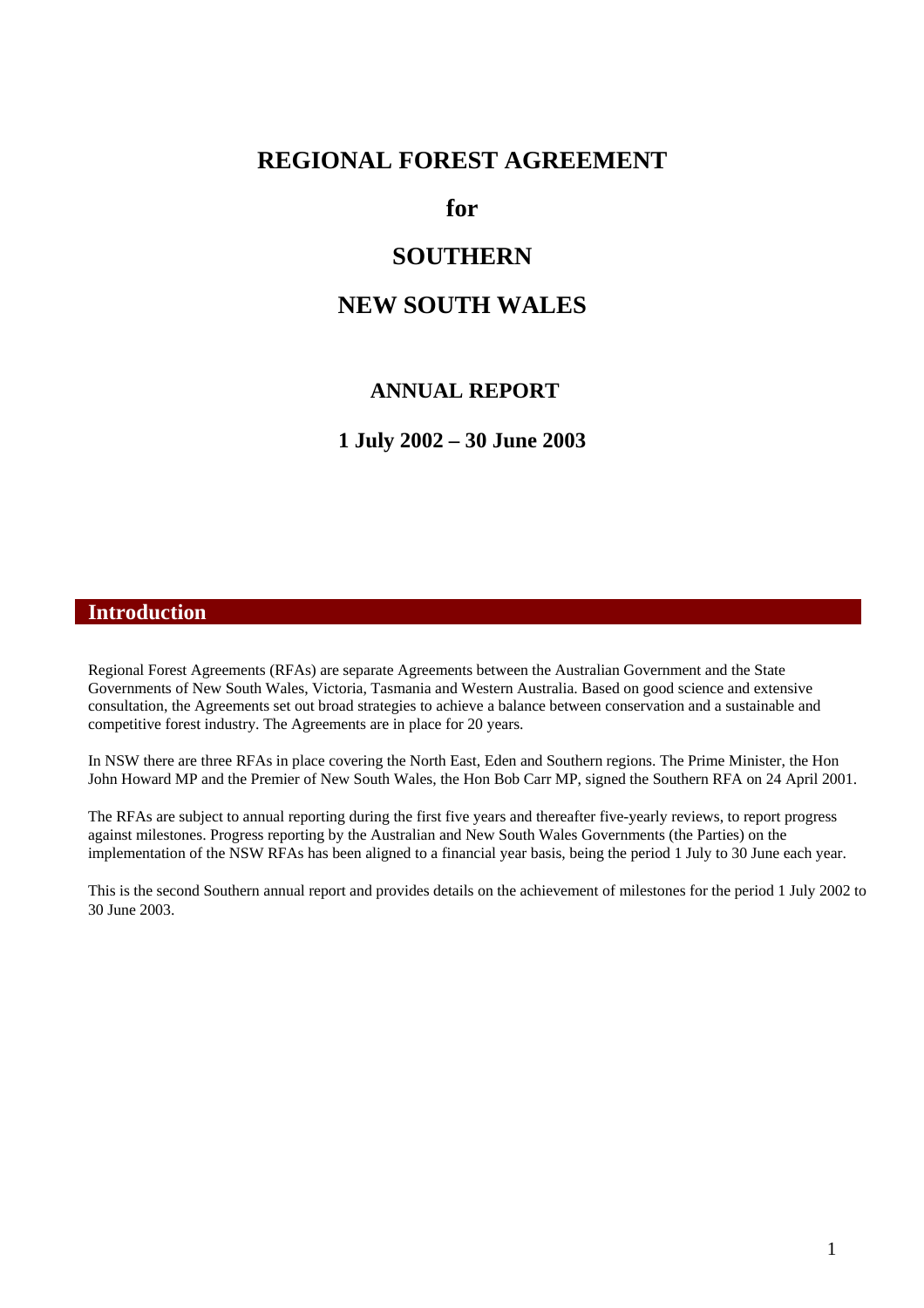# REGIONAL FOREST AGREEMENT

# for

# SOUTHERN

# NEW SOUTH WALES

## ANNUAL REPORT

## 1 July 2002 – 30 June 2003

## Introduction

Regional Forest Agreements (RFAs) are separate Agreements between the Australian Government and the State Governments of New South Wales, Victoria, Tasmania and Western Australia. Based on good science and extensive consultation, the Agreements set out broad strategies to achieve a balance between conservation and a sustainable and competitive forest industry. The Agreements are in place for 20 years.

In NSW there are three RFAs in place covering the North East, Eden and Southern regions. The Prime Minister, the Hon John Howard MP and the Premier of New South Wales, the Hon Bob Carr MP, signed the Southern RFA on 24 April 2001.

The RFAs are subject to annual reporting during the first five years and thereafter five-yearly reviews, to report progress against milestones. Progress reporting by the Australian and New South Wales Governments (the Parties) on the implementation of the NSW RFAs has been aligned to a financial year basis, being the period 1 July to 30 June each year.

This is the second Southern annual report and provides details on the achievement of milestones for the period 1 July 2002 to 30 June 2003.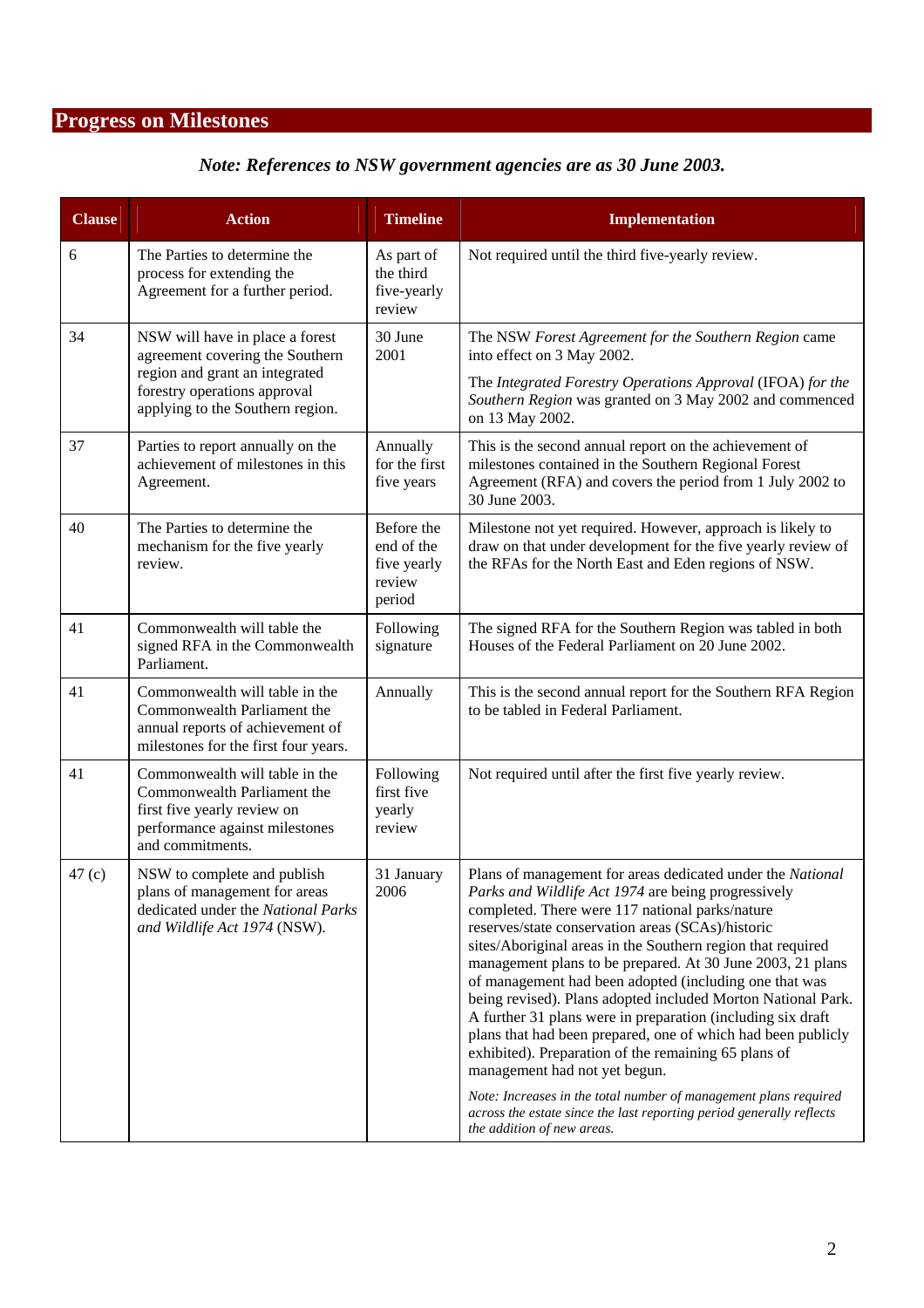## Progress on Milestones

***Note: References to NSW government agencies are as 30 June 2003.***

| Clause | Action | Timeline | Implementation |
|---|---|---|---|
| 6 | The Parties to determine the process for extending the Agreement for a further period. | As part of the third five-yearly review | Not required until the third five-yearly review. |
| 34 | NSW will have in place a forest agreement covering the Southern region and grant an integrated forestry operations approval applying to the Southern region. | 30 June 2001 | The NSW *Forest Agreement for the Southern Region* came into effect on 3 May 2002.<br><br>The *Integrated Forestry Operations Approval* (IFOA) *for the Southern Region* was granted on 3 May 2002 and commenced on 13 May 2002. |
| 37 | Parties to report annually on the achievement of milestones in this Agreement. | Annually for the first five years | This is the second annual report on the achievement of milestones contained in the Southern Regional Forest Agreement (RFA) and covers the period from 1 July 2002 to 30 June 2003. |
| 40 | The Parties to determine the mechanism for the five yearly review. | Before the end of the five yearly review period | Milestone not yet required. However, approach is likely to draw on that under development for the five yearly review of the RFAs for the North East and Eden regions of NSW. |
| 41 | Commonwealth will table the signed RFA in the Commonwealth Parliament. | Following signature | The signed RFA for the Southern Region was tabled in both Houses of the Federal Parliament on 20 June 2002. |
| 41 | Commonwealth will table in the Commonwealth Parliament the annual reports of achievement of milestones for the first four years. | Annually | This is the second annual report for the Southern RFA Region to be tabled in Federal Parliament. |
| 41 | Commonwealth will table in the Commonwealth Parliament the first five yearly review on performance against milestones and commitments. | Following first five yearly review | Not required until after the first five yearly review. |
| 47 (c) | NSW to complete and publish plans of management for areas dedicated under the *National Parks and Wildlife Act 1974* (NSW). | 31 January 2006 | Plans of management for areas dedicated under the *National Parks and Wildlife Act 1974* are being progressively completed. There were 117 national parks/nature reserves/state conservation areas (SCAs)/historic sites/Aboriginal areas in the Southern region that required management plans to be prepared. At 30 June 2003, 21 plans of management had been adopted (including one that was being revised). Plans adopted included Morton National Park. A further 31 plans were in preparation (including six draft plans that had been prepared, one of which had been publicly exhibited). Preparation of the remaining 65 plans of management had not yet begun.<br><br>*Note: Increases in the total number of management plans required across the estate since the last reporting period generally reflects the addition of new areas.* |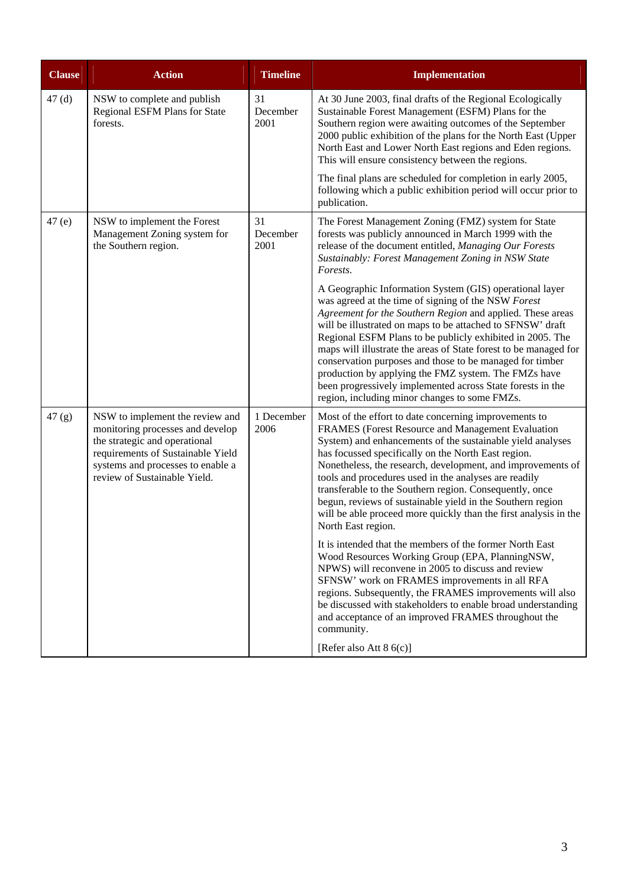| Clause | Action | Timeline | Implementation |
|---|---|---|---|
| 47 (d) | NSW to complete and publish Regional ESFM Plans for State forests. | 31 December 2001 | At 30 June 2003, final drafts of the Regional Ecologically Sustainable Forest Management (ESFM) Plans for the Southern region were awaiting outcomes of the September 2000 public exhibition of the plans for the North East (Upper North East and Lower North East regions and Eden regions. This will ensure consistency between the regions.<br><br>The final plans are scheduled for completion in early 2005, following which a public exhibition period will occur prior to publication. |
| 47 (e) | NSW to implement the Forest Management Zoning system for the Southern region. | 31 December 2001 | The Forest Management Zoning (FMZ) system for State forests was publicly announced in March 1999 with the release of the document entitled, *Managing Our Forests Sustainably: Forest Management Zoning in NSW State Forests.*<br><br>A Geographic Information System (GIS) operational layer was agreed at the time of signing of the NSW *Forest Agreement for the Southern Region* and applied. These areas will be illustrated on maps to be attached to SFNSW' draft Regional ESFM Plans to be publicly exhibited in 2005. The maps will illustrate the areas of State forest to be managed for conservation purposes and those to be managed for timber production by applying the FMZ system. The FMZs have been progressively implemented across State forests in the region, including minor changes to some FMZs. |
| 47 (g) | NSW to implement the review and monitoring processes and develop the strategic and operational requirements of Sustainable Yield systems and processes to enable a review of Sustainable Yield. | 1 December 2006 | Most of the effort to date concerning improvements to FRAMES (Forest Resource and Management Evaluation System) and enhancements of the sustainable yield analyses has focussed specifically on the North East region. Nonetheless, the research, development, and improvements of tools and procedures used in the analyses are readily transferable to the Southern region. Consequently, once begun, reviews of sustainable yield in the Southern region will be able proceed more quickly than the first analysis in the North East region.<br><br>It is intended that the members of the former North East Wood Resources Working Group (EPA, PlanningNSW, NPWS) will reconvene in 2005 to discuss and review SFNSW' work on FRAMES improvements in all RFA regions. Subsequently, the FRAMES improvements will also be discussed with stakeholders to enable broad understanding and acceptance of an improved FRAMES throughout the community.<br><br>[Refer also Att 8 6(c)] |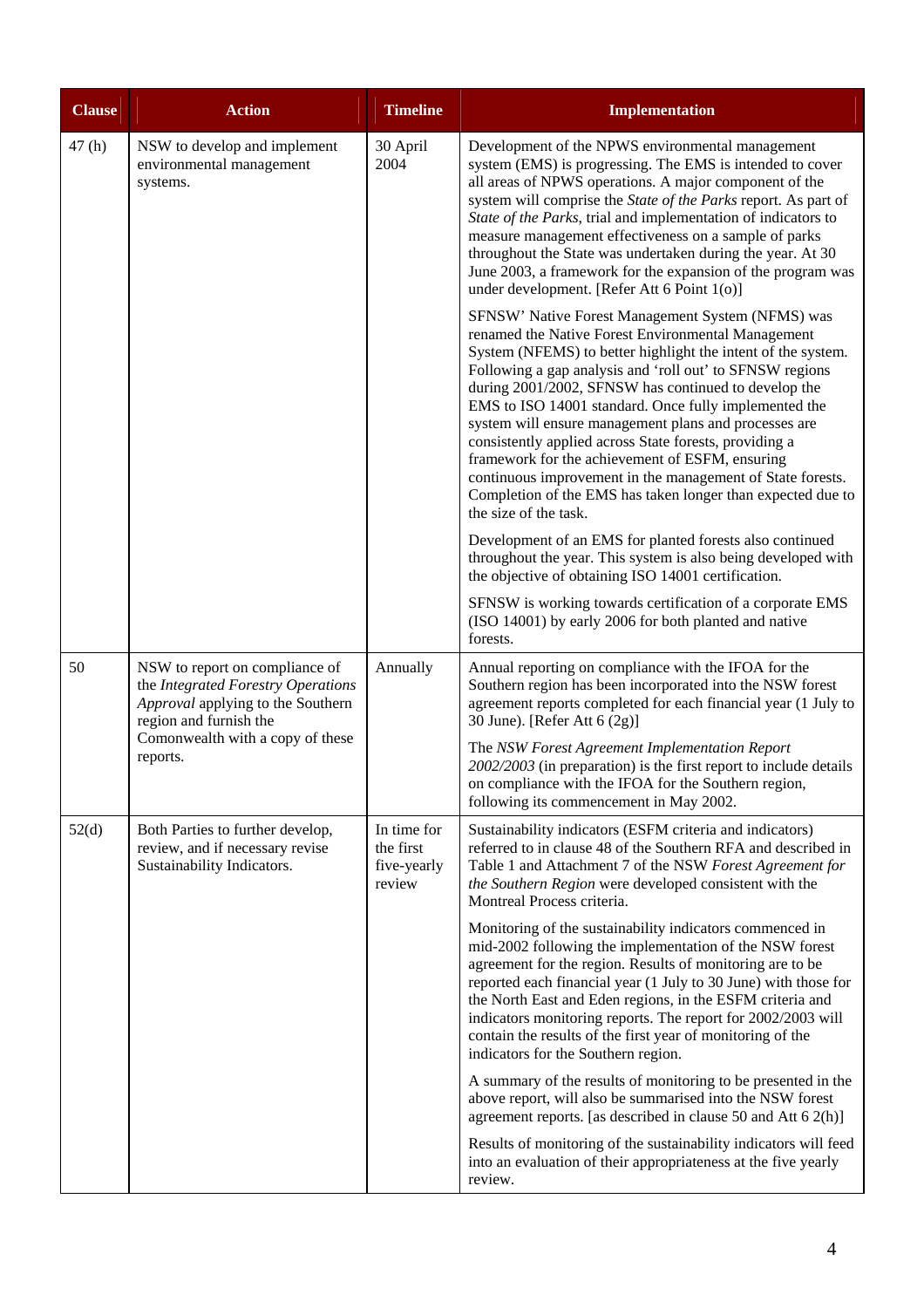| Clause | Action | Timeline | Implementation |
|---|---|---|---|
| 47 (h) | NSW to develop and implement environmental management systems. | 30 April 2004 | Development of the NPWS environmental management system (EMS) is progressing. The EMS is intended to cover all areas of NPWS operations. A major component of the system will comprise the *State of the Parks* report. As part of *State of the Parks*, trial and implementation of indicators to measure management effectiveness on a sample of parks throughout the State was undertaken during the year. At 30 June 2003, a framework for the expansion of the program was under development. [Refer Att 6 Point 1(o)]<br><br>SFNSW' Native Forest Management System (NFMS) was renamed the Native Forest Environmental Management System (NFEMS) to better highlight the intent of the system. Following a gap analysis and 'roll out' to SFNSW regions during 2001/2002, SFNSW has continued to develop the EMS to ISO 14001 standard. Once fully implemented the system will ensure management plans and processes are consistently applied across State forests, providing a framework for the achievement of ESFM, ensuring continuous improvement in the management of State forests. Completion of the EMS has taken longer than expected due to the size of the task.<br><br>Development of an EMS for planted forests also continued throughout the year. This system is also being developed with the objective of obtaining ISO 14001 certification.<br><br>SFNSW is working towards certification of a corporate EMS (ISO 14001) by early 2006 for both planted and native forests. |
| 50 | NSW to report on compliance of the *Integrated Forestry Operations Approval* applying to the Southern region and furnish the Comonwealth with a copy of these reports. | Annually | Annual reporting on compliance with the IFOA for the Southern region has been incorporated into the NSW forest agreement reports completed for each financial year (1 July to 30 June). [Refer Att 6 (2g)]<br><br>The *NSW Forest Agreement Implementation Report 2002/2003* (in preparation) is the first report to include details on compliance with the IFOA for the Southern region, following its commencement in May 2002. |
| 52(d) | Both Parties to further develop, review, and if necessary revise Sustainability Indicators. | In time for the first five-yearly review | Sustainability indicators (ESFM criteria and indicators) referred to in clause 48 of the Southern RFA and described in Table 1 and Attachment 7 of the NSW *Forest Agreement for the Southern Region* were developed consistent with the Montreal Process criteria.<br><br>Monitoring of the sustainability indicators commenced in mid-2002 following the implementation of the NSW forest agreement for the region. Results of monitoring are to be reported each financial year (1 July to 30 June) with those for the North East and Eden regions, in the ESFM criteria and indicators monitoring reports. The report for 2002/2003 will contain the results of the first year of monitoring of the indicators for the Southern region.<br><br>A summary of the results of monitoring to be presented in the above report, will also be summarised into the NSW forest agreement reports. [as described in clause 50 and Att 6 2(h)]<br><br>Results of monitoring of the sustainability indicators will feed into an evaluation of their appropriateness at the five yearly review. |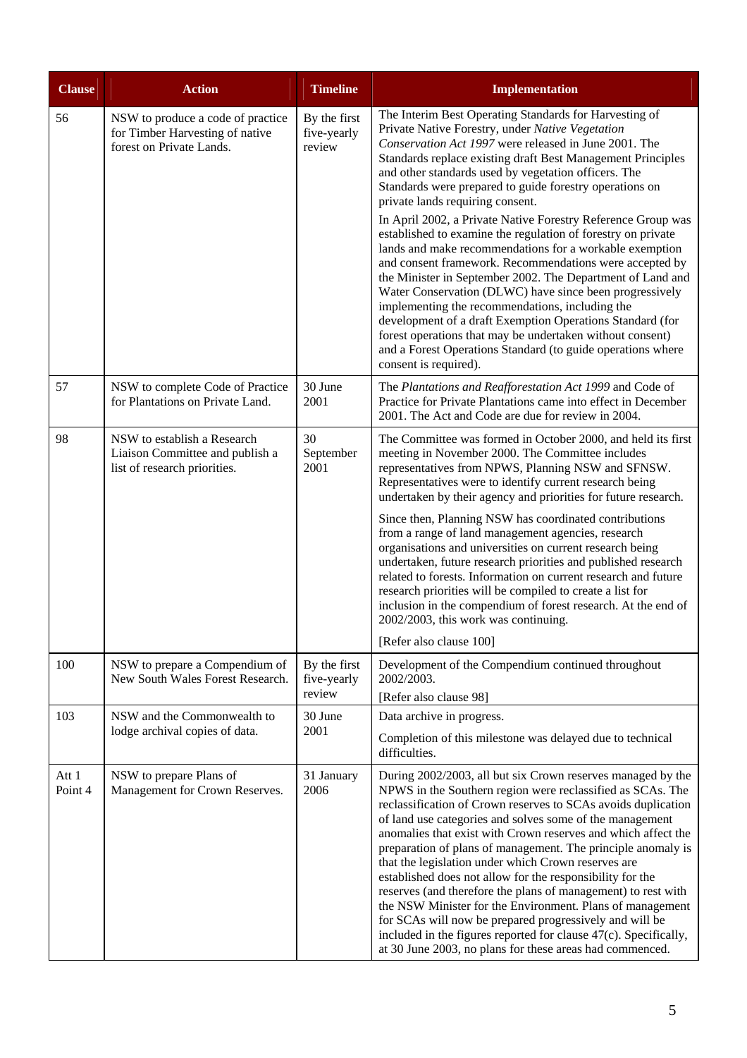| Clause | Action | Timeline | Implementation |
| --- | --- | --- | --- |
| 56 | NSW to produce a code of practice for Timber Harvesting of native forest on Private Lands. | By the first five-yearly review | The Interim Best Operating Standards for Harvesting of Private Native Forestry, under *Native Vegetation Conservation Act 1997* were released in June 2001. The Standards replace existing draft Best Management Principles and other standards used by vegetation officers. The Standards were prepared to guide forestry operations on private lands requiring consent.<br><br>In April 2002, a Private Native Forestry Reference Group was established to examine the regulation of forestry on private lands and make recommendations for a workable exemption and consent framework. Recommendations were accepted by the Minister in September 2002. The Department of Land and Water Conservation (DLWC) have since been progressively implementing the recommendations, including the development of a draft Exemption Operations Standard (for forest operations that may be undertaken without consent) and a Forest Operations Standard (to guide operations where consent is required). |
| 57 | NSW to complete Code of Practice for Plantations on Private Land. | 30 June 2001 | The *Plantations and Reafforestation Act 1999* and Code of Practice for Private Plantations came into effect in December 2001. The Act and Code are due for review in 2004. |
| 98 | NSW to establish a Research Liaison Committee and publish a list of research priorities. | 30 September 2001 | The Committee was formed in October 2000, and held its first meeting in November 2000. The Committee includes representatives from NPWS, Planning NSW and SFNSW. Representatives were to identify current research being undertaken by their agency and priorities for future research.<br><br>Since then, Planning NSW has coordinated contributions from a range of land management agencies, research organisations and universities on current research being undertaken, future research priorities and published research related to forests. Information on current research and future research priorities will be compiled to create a list for inclusion in the compendium of forest research. At the end of 2002/2003, this work was continuing.<br><br>[Refer also clause 100] |
| 100 | NSW to prepare a Compendium of New South Wales Forest Research. | By the first five-yearly review | Development of the Compendium continued throughout 2002/2003.<br><br>[Refer also clause 98] |
| 103 | NSW and the Commonwealth to lodge archival copies of data. | 30 June 2001 | Data archive in progress.<br><br>Completion of this milestone was delayed due to technical difficulties. |
| Att 1 Point 4 | NSW to prepare Plans of Management for Crown Reserves. | 31 January 2006 | During 2002/2003, all but six Crown reserves managed by the NPWS in the Southern region were reclassified as SCAs. The reclassification of Crown reserves to SCAs avoids duplication of land use categories and solves some of the management anomalies that exist with Crown reserves and which affect the preparation of plans of management. The principle anomaly is that the legislation under which Crown reserves are established does not allow for the responsibility for the reserves (and therefore the plans of management) to rest with the NSW Minister for the Environment. Plans of management for SCAs will now be prepared progressively and will be included in the figures reported for clause 47(c). Specifically, at 30 June 2003, no plans for these areas had commenced. |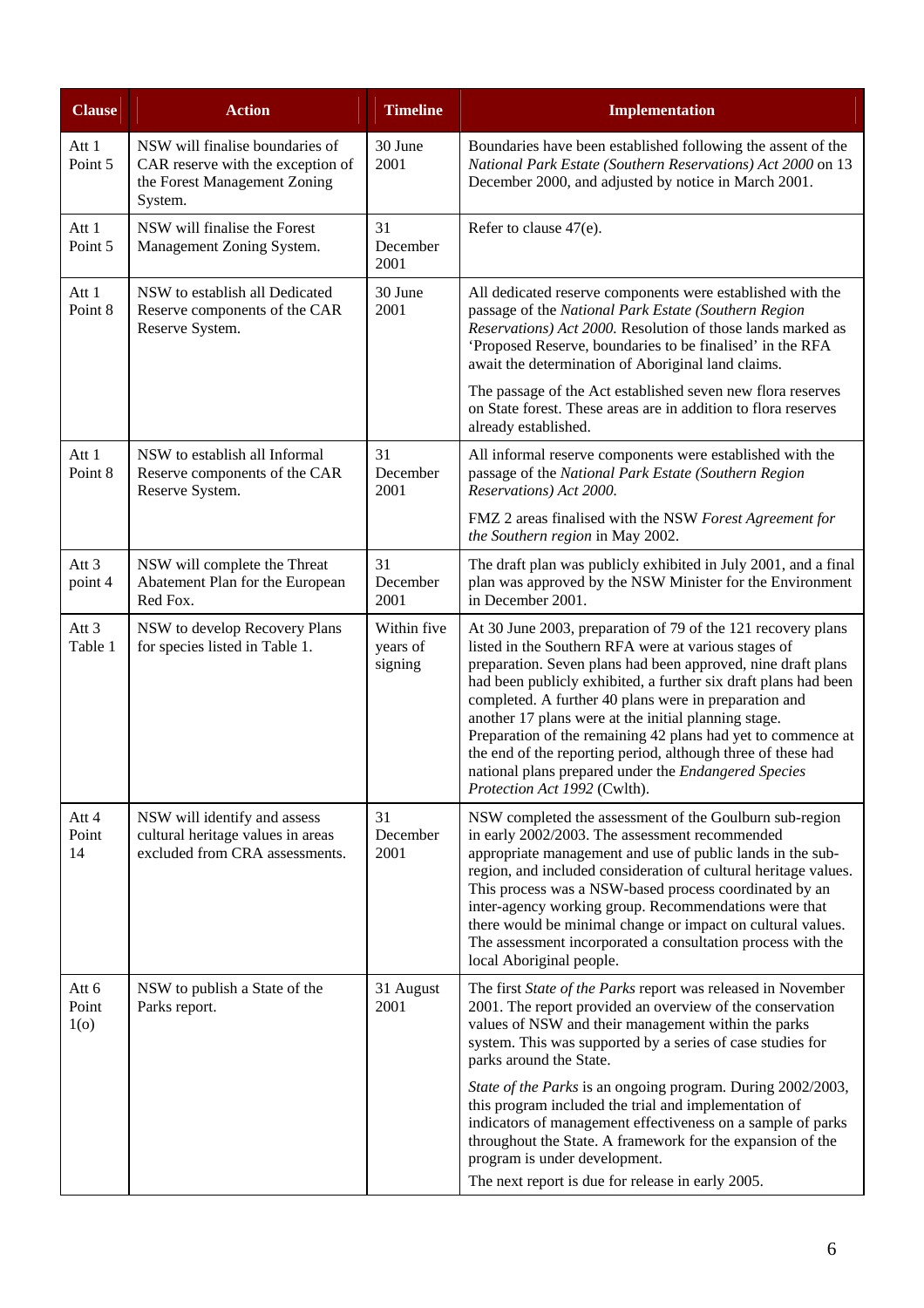| Clause | Action | Timeline | Implementation |
|---|---|---|---|
| Att 1 Point 5 | NSW will finalise boundaries of CAR reserve with the exception of the Forest Management Zoning System. | 30 June 2001 | Boundaries have been established following the assent of the *National Park Estate (Southern Reservations) Act 2000* on 13 December 2000, and adjusted by notice in March 2001. |
| Att 1 Point 5 | NSW will finalise the Forest Management Zoning System. | 31 December 2001 | Refer to clause 47(e). |
| Att 1 Point 8 | NSW to establish all Dedicated Reserve components of the CAR Reserve System. | 30 June 2001 | All dedicated reserve components were established with the passage of the *National Park Estate (Southern Region Reservations) Act 2000.* Resolution of those lands marked as 'Proposed Reserve, boundaries to be finalised' in the RFA await the determination of Aboriginal land claims.<br><br>The passage of the Act established seven new flora reserves on State forest. These areas are in addition to flora reserves already established. |
| Att 1 Point 8 | NSW to establish all Informal Reserve components of the CAR Reserve System. | 31 December 2001 | All informal reserve components were established with the passage of the *National Park Estate (Southern Region Reservations) Act 2000.*<br><br>FMZ 2 areas finalised with the NSW *Forest Agreement for the Southern region* in May 2002. |
| Att 3 point 4 | NSW will complete the Threat Abatement Plan for the European Red Fox. | 31 December 2001 | The draft plan was publicly exhibited in July 2001, and a final plan was approved by the NSW Minister for the Environment in December 2001. |
| Att 3 Table 1 | NSW to develop Recovery Plans for species listed in Table 1. | Within five years of signing | At 30 June 2003, preparation of 79 of the 121 recovery plans listed in the Southern RFA were at various stages of preparation. Seven plans had been approved, nine draft plans had been publicly exhibited, a further six draft plans had been completed. A further 40 plans were in preparation and another 17 plans were at the initial planning stage. Preparation of the remaining 42 plans had yet to commence at the end of the reporting period, although three of these had national plans prepared under the *Endangered Species Protection Act 1992* (Cwlth). |
| Att 4 Point 14 | NSW will identify and assess cultural heritage values in areas excluded from CRA assessments. | 31 December 2001 | NSW completed the assessment of the Goulburn sub-region in early 2002/2003. The assessment recommended appropriate management and use of public lands in the sub-region, and included consideration of cultural heritage values. This process was a NSW-based process coordinated by an inter-agency working group. Recommendations were that there would be minimal change or impact on cultural values. The assessment incorporated a consultation process with the local Aboriginal people. |
| Att 6 Point 1(o) | NSW to publish a State of the Parks report. | 31 August 2001 | The first *State of the Parks* report was released in November 2001. The report provided an overview of the conservation values of NSW and their management within the parks system. This was supported by a series of case studies for parks around the State.<br><br>*State of the Parks* is an ongoing program. During 2002/2003, this program included the trial and implementation of indicators of management effectiveness on a sample of parks throughout the State. A framework for the expansion of the program is under development.<br><br>The next report is due for release in early 2005. |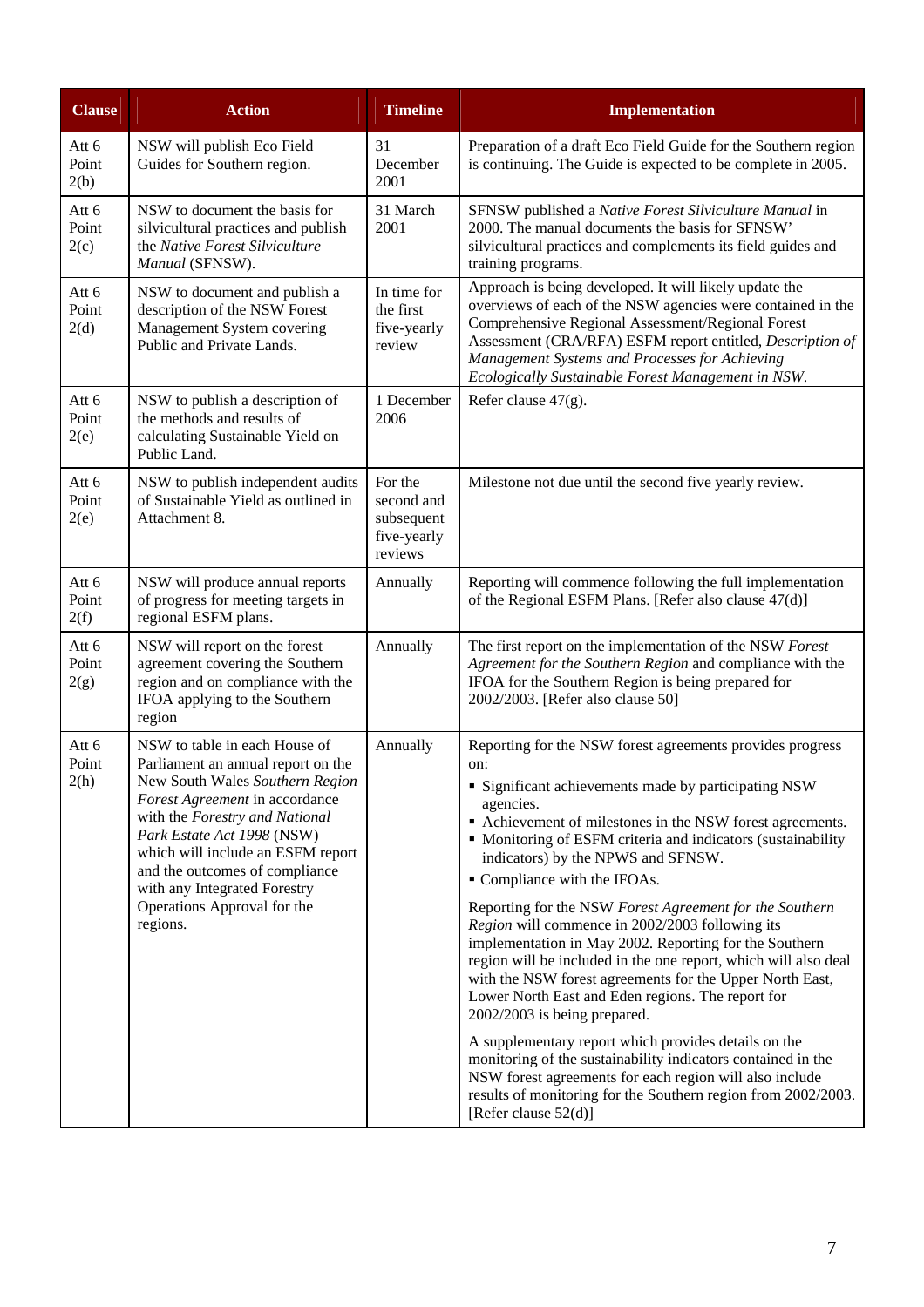| Clause | Action | Timeline | Implementation |
|---|---|---|---|
| Att 6 Point 2(b) | NSW will publish Eco Field Guides for Southern region. | 31 December 2001 | Preparation of a draft Eco Field Guide for the Southern region is continuing. The Guide is expected to be complete in 2005. |
| Att 6 Point 2(c) | NSW to document the basis for silvicultural practices and publish the *Native Forest Silviculture Manual* (SFNSW). | 31 March 2001 | SFNSW published a *Native Forest Silviculture Manual* in 2000. The manual documents the basis for SFNSW' silvicultural practices and complements its field guides and training programs. |
| Att 6 Point 2(d) | NSW to document and publish a description of the NSW Forest Management System covering Public and Private Lands. | In time for the first five-yearly review | Approach is being developed. It will likely update the overviews of each of the NSW agencies were contained in the Comprehensive Regional Assessment/Regional Forest Assessment (CRA/RFA) ESFM report entitled, *Description of Management Systems and Processes for Achieving Ecologically Sustainable Forest Management in NSW*. |
| Att 6 Point 2(e) | NSW to publish a description of the methods and results of calculating Sustainable Yield on Public Land. | 1 December 2006 | Refer clause 47(g). |
| Att 6 Point 2(e) | NSW to publish independent audits of Sustainable Yield as outlined in Attachment 8. | For the second and subsequent five-yearly reviews | Milestone not due until the second five yearly review. |
| Att 6 Point 2(f) | NSW will produce annual reports of progress for meeting targets in regional ESFM plans. | Annually | Reporting will commence following the full implementation of the Regional ESFM Plans. [Refer also clause 47(d)] |
| Att 6 Point 2(g) | NSW will report on the forest agreement covering the Southern region and on compliance with the IFOA applying to the Southern region | Annually | The first report on the implementation of the NSW *Forest Agreement for the Southern Region* and compliance with the IFOA for the Southern Region is being prepared for 2002/2003. [Refer also clause 50] |
| Att 6 Point 2(h) | NSW to table in each House of Parliament an annual report on the New South Wales *Southern Region Forest Agreement* in accordance with the *Forestry and National Park Estate Act 1998* (NSW) which will include an ESFM report and the outcomes of compliance with any Integrated Forestry Operations Approval for the regions. | Annually | Reporting for the NSW forest agreements provides progress on:<br>▪ Significant achievements made by participating NSW agencies.<br>▪ Achievement of milestones in the NSW forest agreements.<br>▪ Monitoring of ESFM criteria and indicators (sustainability indicators) by the NPWS and SFNSW.<br>▪ Compliance with the IFOAs.<br><br>Reporting for the NSW *Forest Agreement for the Southern Region* will commence in 2002/2003 following its implementation in May 2002. Reporting for the Southern region will be included in the one report, which will also deal with the NSW forest agreements for the Upper North East, Lower North East and Eden regions. The report for 2002/2003 is being prepared.<br><br>A supplementary report which provides details on the monitoring of the sustainability indicators contained in the NSW forest agreements for each region will also include results of monitoring for the Southern region from 2002/2003. [Refer clause 52(d)] |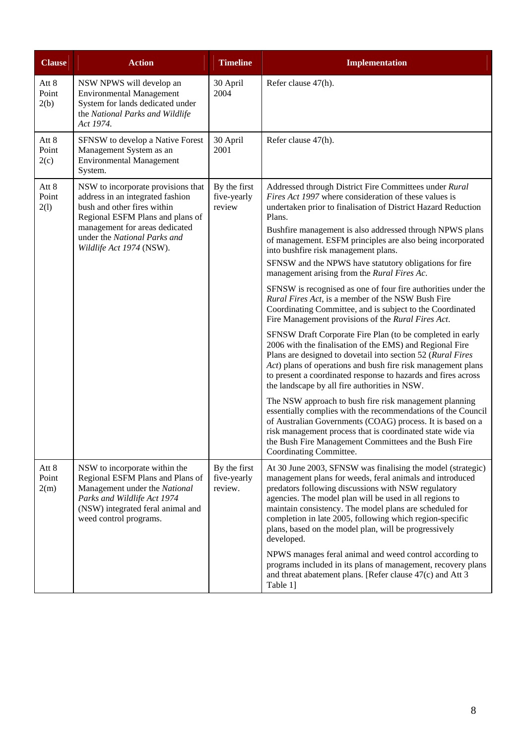| Clause | Action | Timeline | Implementation |
|---|---|---|---|
| Att 8 Point 2(b) | NSW NPWS will develop an Environmental Management System for lands dedicated under the *National Parks and Wildlife Act 1974.* | 30 April 2004 | Refer clause 47(h). |
| Att 8 Point 2(c) | SFNSW to develop a Native Forest Management System as an Environmental Management System. | 30 April 2001 | Refer clause 47(h). |
| Att 8 Point 2(l) | NSW to incorporate provisions that address in an integrated fashion bush and other fires within Regional ESFM Plans and plans of management for areas dedicated under the *National Parks and Wildlife Act 1974* (NSW). | By the first five-yearly review | Addressed through District Fire Committees under *Rural Fires Act 1997* where consideration of these values is undertaken prior to finalisation of District Hazard Reduction Plans.<br><br>Bushfire management is also addressed through NPWS plans of management. ESFM principles are also being incorporated into bushfire risk management plans.<br><br>SFNSW and the NPWS have statutory obligations for fire management arising from the *Rural Fires Ac.*<br><br>SFNSW is recognised as one of four fire authorities under the *Rural Fires Act*, is a member of the NSW Bush Fire Coordinating Committee, and is subject to the Coordinated Fire Management provisions of the *Rural Fires Act*.<br><br>SFNSW Draft Corporate Fire Plan (to be completed in early 2006 with the finalisation of the EMS) and Regional Fire Plans are designed to dovetail into section 52 (*Rural Fires Act*) plans of operations and bush fire risk management plans to present a coordinated response to hazards and fires across the landscape by all fire authorities in NSW.<br><br>The NSW approach to bush fire risk management planning essentially complies with the recommendations of the Council of Australian Governments (COAG) process. It is based on a risk management process that is coordinated state wide via the Bush Fire Management Committees and the Bush Fire Coordinating Committee. |
| Att 8 Point 2(m) | NSW to incorporate within the Regional ESFM Plans and Plans of Management under the *National Parks and Wildlife Act 1974* (NSW) integrated feral animal and weed control programs. | By the first five-yearly review. | At 30 June 2003, SFNSW was finalising the model (strategic) management plans for weeds, feral animals and introduced predators following discussions with NSW regulatory agencies. The model plan will be used in all regions to maintain consistency. The model plans are scheduled for completion in late 2005, following which region-specific plans, based on the model plan, will be progressively developed.<br><br>NPWS manages feral animal and weed control according to programs included in its plans of management, recovery plans and threat abatement plans. [Refer clause 47(c) and Att 3 Table 1] |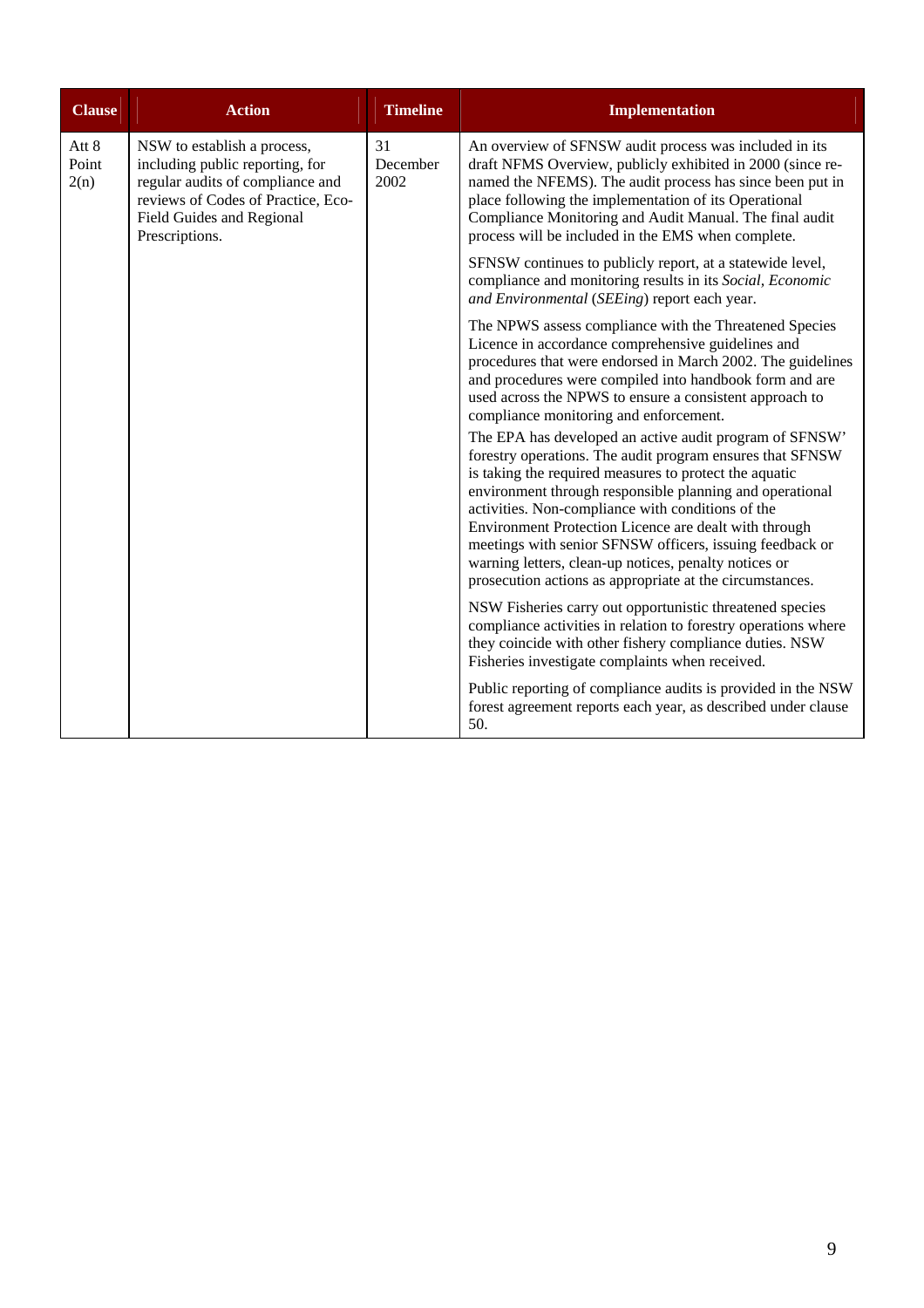| Clause | Action | Timeline | Implementation |
|---|---|---|---|
| Att 8 Point 2(n) | NSW to establish a process, including public reporting, for regular audits of compliance and reviews of Codes of Practice, Eco-Field Guides and Regional Prescriptions. | 31 December 2002 | An overview of SFNSW audit process was included in its draft NFMS Overview, publicly exhibited in 2000 (since re-named the NFEMS). The audit process has since been put in place following the implementation of its Operational Compliance Monitoring and Audit Manual. The final audit process will be included in the EMS when complete.<br><br>SFNSW continues to publicly report, at a statewide level, compliance and monitoring results in its *Social, Economic and Environmental* (*SEEing*) report each year.<br><br>The NPWS assess compliance with the Threatened Species Licence in accordance comprehensive guidelines and procedures that were endorsed in March 2002. The guidelines and procedures were compiled into handbook form and are used across the NPWS to ensure a consistent approach to compliance monitoring and enforcement.<br><br>The EPA has developed an active audit program of SFNSW' forestry operations. The audit program ensures that SFNSW is taking the required measures to protect the aquatic environment through responsible planning and operational activities. Non-compliance with conditions of the Environment Protection Licence are dealt with through meetings with senior SFNSW officers, issuing feedback or warning letters, clean-up notices, penalty notices or prosecution actions as appropriate at the circumstances.<br><br>NSW Fisheries carry out opportunistic threatened species compliance activities in relation to forestry operations where they coincide with other fishery compliance duties. NSW Fisheries investigate complaints when received.<br><br>Public reporting of compliance audits is provided in the NSW forest agreement reports each year, as described under clause 50. |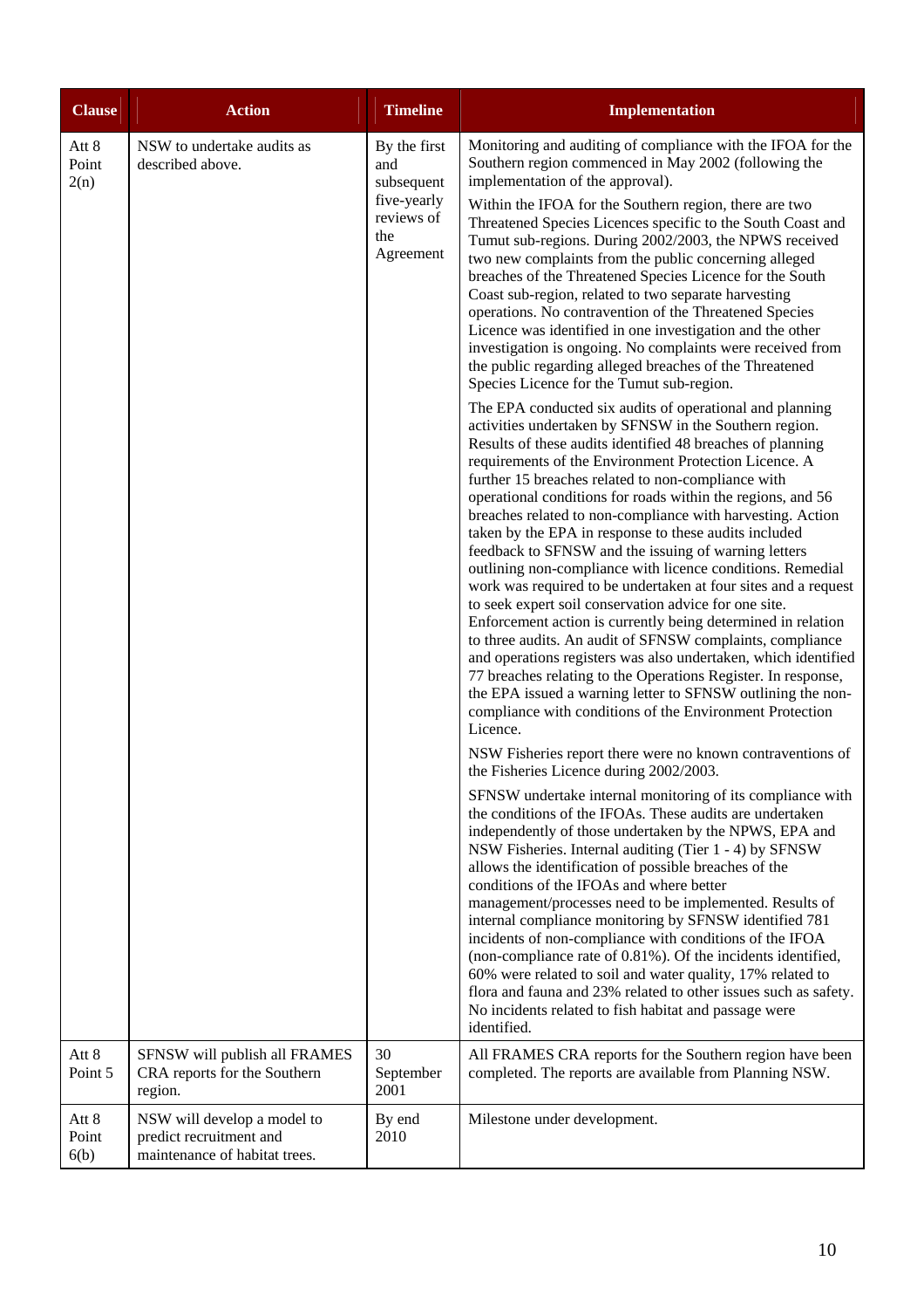| Clause | Action | Timeline | Implementation |
|---|---|---|---|
| Att 8 Point 2(n) | NSW to undertake audits as described above. | By the first and subsequent five-yearly reviews of the Agreement | Monitoring and auditing of compliance with the IFOA for the Southern region commenced in May 2002 (following the implementation of the approval).<br><br>Within the IFOA for the Southern region, there are two Threatened Species Licences specific to the South Coast and Tumut sub-regions. During 2002/2003, the NPWS received two new complaints from the public concerning alleged breaches of the Threatened Species Licence for the South Coast sub-region, related to two separate harvesting operations. No contravention of the Threatened Species Licence was identified in one investigation and the other investigation is ongoing. No complaints were received from the public regarding alleged breaches of the Threatened Species Licence for the Tumut sub-region.<br><br>The EPA conducted six audits of operational and planning activities undertaken by SFNSW in the Southern region. Results of these audits identified 48 breaches of planning requirements of the Environment Protection Licence. A further 15 breaches related to non-compliance with operational conditions for roads within the regions, and 56 breaches related to non-compliance with harvesting. Action taken by the EPA in response to these audits included feedback to SFNSW and the issuing of warning letters outlining non-compliance with licence conditions. Remedial work was required to be undertaken at four sites and a request to seek expert soil conservation advice for one site. Enforcement action is currently being determined in relation to three audits. An audit of SFNSW complaints, compliance and operations registers was also undertaken, which identified 77 breaches relating to the Operations Register. In response, the EPA issued a warning letter to SFNSW outlining the non-compliance with conditions of the Environment Protection Licence.<br><br>NSW Fisheries report there were no known contraventions of the Fisheries Licence during 2002/2003.<br><br>SFNSW undertake internal monitoring of its compliance with the conditions of the IFOAs. These audits are undertaken independently of those undertaken by the NPWS, EPA and NSW Fisheries. Internal auditing (Tier 1 - 4) by SFNSW allows the identification of possible breaches of the conditions of the IFOAs and where better management/processes need to be implemented. Results of internal compliance monitoring by SFNSW identified 781 incidents of non-compliance with conditions of the IFOA (non-compliance rate of 0.81%). Of the incidents identified, 60% were related to soil and water quality, 17% related to flora and fauna and 23% related to other issues such as safety. No incidents related to fish habitat and passage were identified. |
| Att 8 Point 5 | SFNSW will publish all FRAMES CRA reports for the Southern region. | 30 September 2001 | All FRAMES CRA reports for the Southern region have been completed. The reports are available from Planning NSW. |
| Att 8 Point 6(b) | NSW will develop a model to predict recruitment and maintenance of habitat trees. | By end 2010 | Milestone under development. |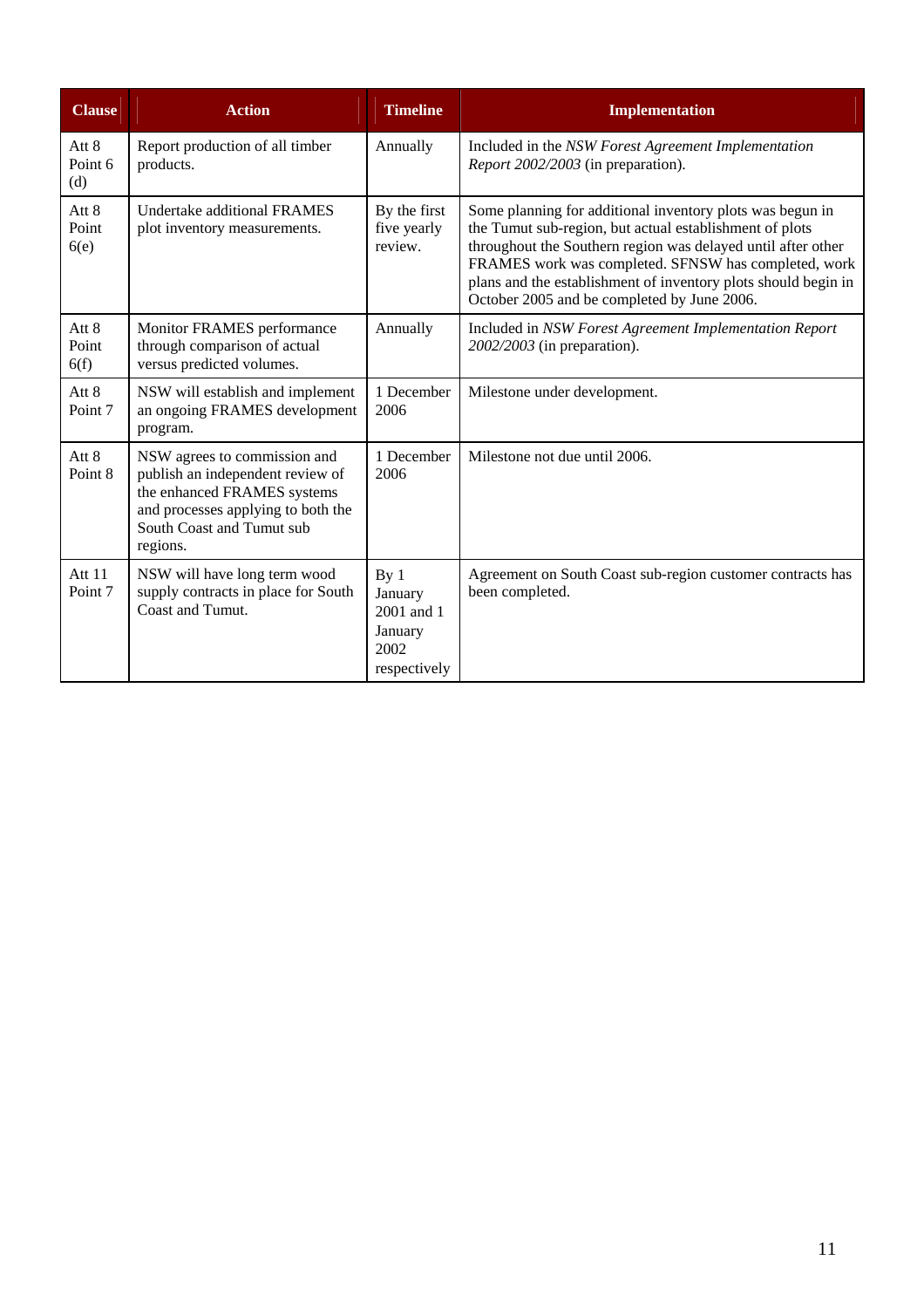| Clause | Action | Timeline | Implementation |
|---|---|---|---|
| Att 8 Point 6 (d) | Report production of all timber products. | Annually | Included in the *NSW Forest Agreement Implementation Report 2002/2003* (in preparation). |
| Att 8 Point 6(e) | Undertake additional FRAMES plot inventory measurements. | By the first five yearly review. | Some planning for additional inventory plots was begun in the Tumut sub-region, but actual establishment of plots throughout the Southern region was delayed until after other FRAMES work was completed. SFNSW has completed, work plans and the establishment of inventory plots should begin in October 2005 and be completed by June 2006. |
| Att 8 Point 6(f) | Monitor FRAMES performance through comparison of actual versus predicted volumes. | Annually | Included in *NSW Forest Agreement Implementation Report 2002/2003* (in preparation). |
| Att 8 Point 7 | NSW will establish and implement an ongoing FRAMES development program. | 1 December 2006 | Milestone under development. |
| Att 8 Point 8 | NSW agrees to commission and publish an independent review of the enhanced FRAMES systems and processes applying to both the South Coast and Tumut sub regions. | 1 December 2006 | Milestone not due until 2006. |
| Att 11 Point 7 | NSW will have long term wood supply contracts in place for South Coast and Tumut. | By 1 January 2001 and 1 January 2002 respectively | Agreement on South Coast sub-region customer contracts has been completed. |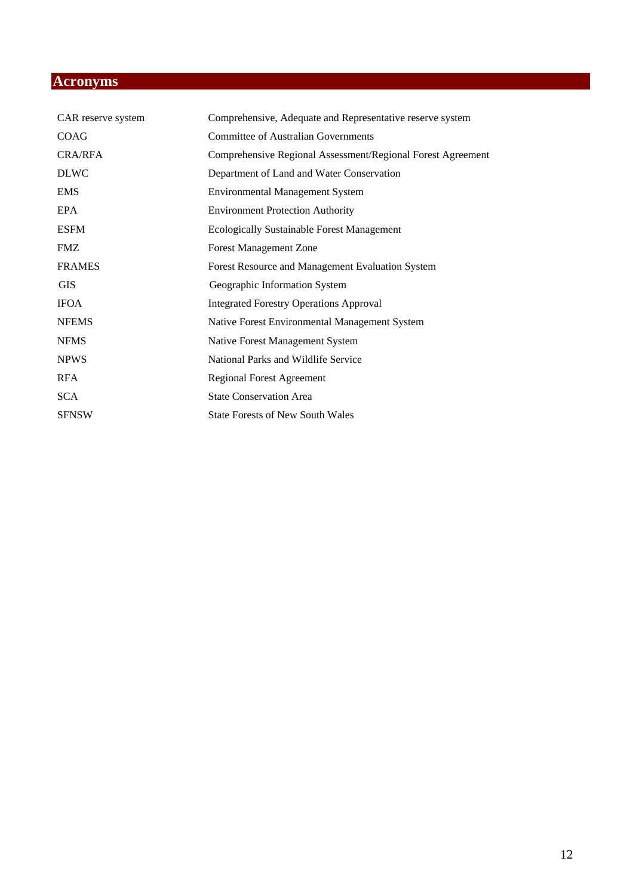# Acronyms

| | |
|---|---|
| CAR reserve system | Comprehensive, Adequate and Representative reserve system |
| COAG | Committee of Australian Governments |
| CRA/RFA | Comprehensive Regional Assessment/Regional Forest Agreement |
| DLWC | Department of Land and Water Conservation |
| EMS | Environmental Management System |
| EPA | Environment Protection Authority |
| ESFM | Ecologically Sustainable Forest Management |
| FMZ | Forest Management Zone |
| FRAMES | Forest Resource and Management Evaluation System |
| GIS | Geographic Information System |
| IFOA | Integrated Forestry Operations Approval |
| NFEMS | Native Forest Environmental Management System |
| NFMS | Native Forest Management System |
| NPWS | National Parks and Wildlife Service |
| RFA | Regional Forest Agreement |
| SCA | State Conservation Area |
| SFNSW | State Forests of New South Wales |